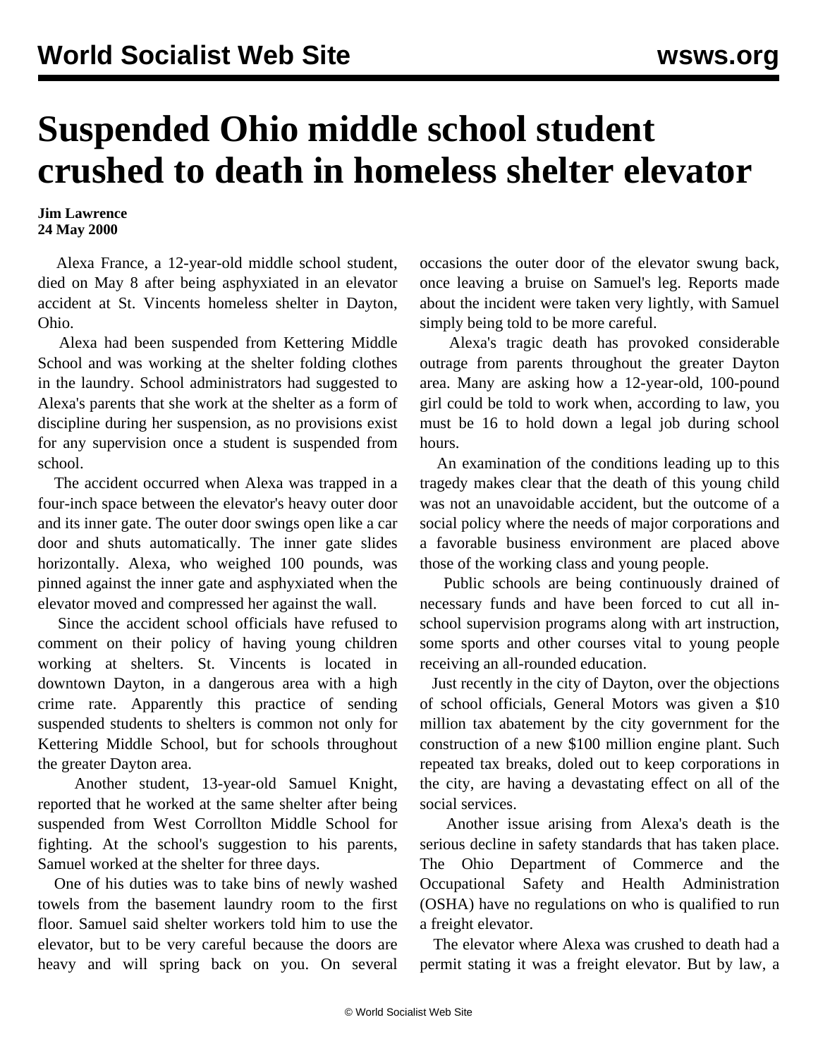# Suspended Ohio middle school student crushed to death in homeless shelter elevator

**Jim Lawrence**
**24 May 2000**

Alexa France, a 12-year-old middle school student, died on May 8 after being asphyxiated in an elevator accident at St. Vincents homeless shelter in Dayton, Ohio.

Alexa had been suspended from Kettering Middle School and was working at the shelter folding clothes in the laundry. School administrators had suggested to Alexa's parents that she work at the shelter as a form of discipline during her suspension, as no provisions exist for any supervision once a student is suspended from school.

The accident occurred when Alexa was trapped in a four-inch space between the elevator's heavy outer door and its inner gate. The outer door swings open like a car door and shuts automatically. The inner gate slides horizontally. Alexa, who weighed 100 pounds, was pinned against the inner gate and asphyxiated when the elevator moved and compressed her against the wall.

Since the accident school officials have refused to comment on their policy of having young children working at shelters. St. Vincents is located in downtown Dayton, in a dangerous area with a high crime rate. Apparently this practice of sending suspended students to shelters is common not only for Kettering Middle School, but for schools throughout the greater Dayton area.

Another student, 13-year-old Samuel Knight, reported that he worked at the same shelter after being suspended from West Corrollton Middle School for fighting. At the school's suggestion to his parents, Samuel worked at the shelter for three days.

One of his duties was to take bins of newly washed towels from the basement laundry room to the first floor. Samuel said shelter workers told him to use the elevator, but to be very careful because the doors are heavy and will spring back on you. On several occasions the outer door of the elevator swung back, once leaving a bruise on Samuel's leg. Reports made about the incident were taken very lightly, with Samuel simply being told to be more careful.

Alexa's tragic death has provoked considerable outrage from parents throughout the greater Dayton area. Many are asking how a 12-year-old, 100-pound girl could be told to work when, according to law, you must be 16 to hold down a legal job during school hours.

An examination of the conditions leading up to this tragedy makes clear that the death of this young child was not an unavoidable accident, but the outcome of a social policy where the needs of major corporations and a favorable business environment are placed above those of the working class and young people.

Public schools are being continuously drained of necessary funds and have been forced to cut all in-school supervision programs along with art instruction, some sports and other courses vital to young people receiving an all-rounded education.

Just recently in the city of Dayton, over the objections of school officials, General Motors was given a $10 million tax abatement by the city government for the construction of a new $100 million engine plant. Such repeated tax breaks, doled out to keep corporations in the city, are having a devastating effect on all of the social services.

Another issue arising from Alexa's death is the serious decline in safety standards that has taken place. The Ohio Department of Commerce and the Occupational Safety and Health Administration (OSHA) have no regulations on who is qualified to run a freight elevator.

The elevator where Alexa was crushed to death had a permit stating it was a freight elevator. But by law, a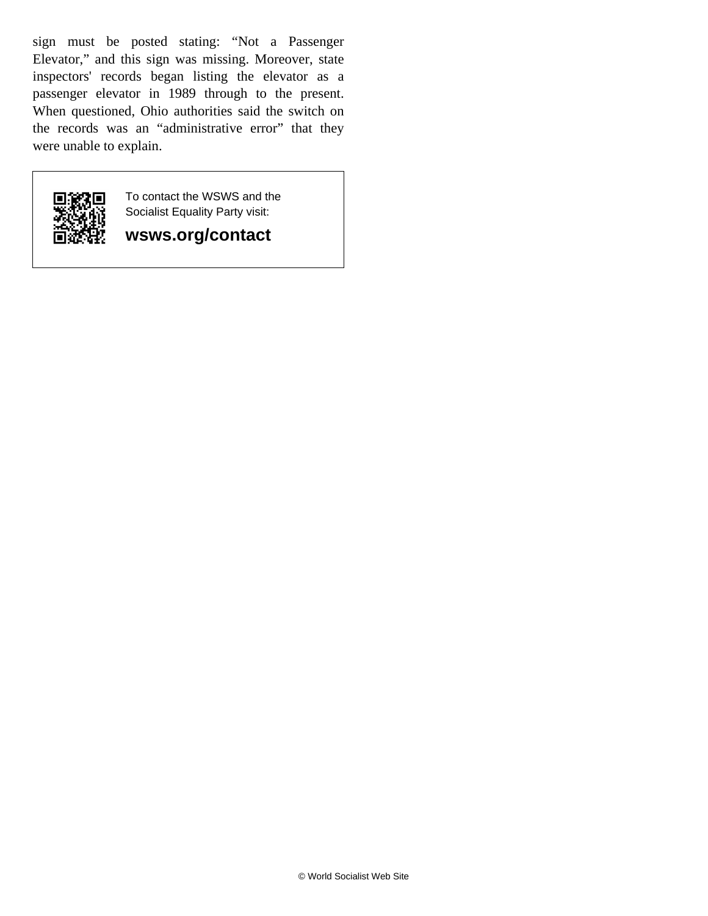sign must be posted stating: “Not a Passenger Elevator,” and this sign was missing. Moreover, state inspectors' records began listing the elevator as a passenger elevator in 1989 through to the present. When questioned, Ohio authorities said the switch on the records was an “administrative error” that they were unable to explain.

To contact the WSWS and the Socialist Equality Party visit:

**wsws.org/contact**